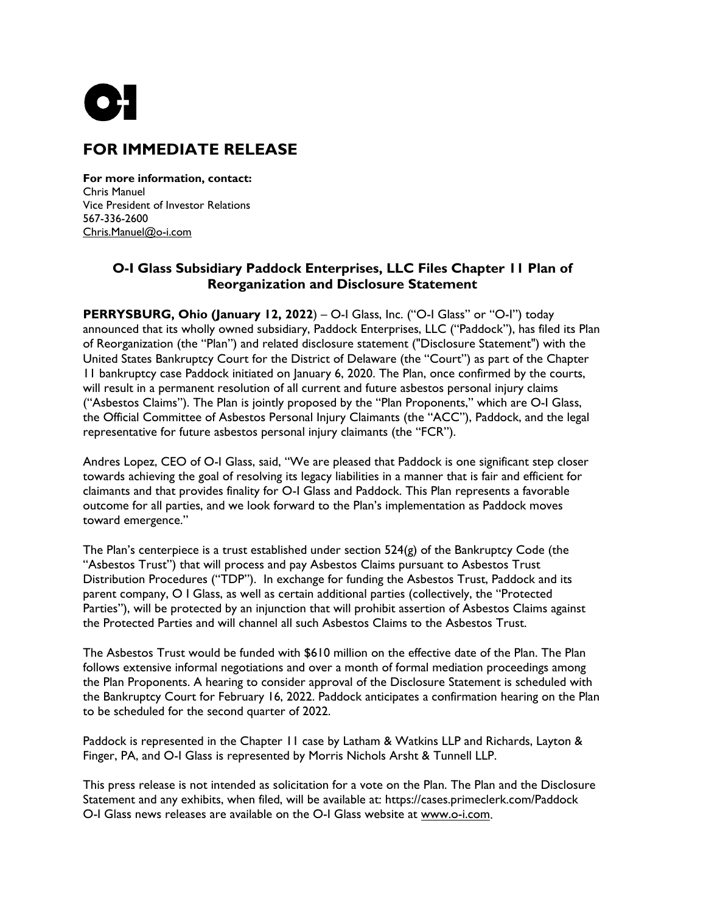# FOR IMMEDIATE RELEASE

**For more information, contact:**
Chris Manuel
Vice President of Investor Relations
567-336-2600
Chris.Manuel@o-i.com

## O-I Glass Subsidiary Paddock Enterprises, LLC Files Chapter 11 Plan of Reorganization and Disclosure Statement

**PERRYSBURG, Ohio (January 12, 2022**) – O-I Glass, Inc. ("O-I Glass" or "O-I") today announced that its wholly owned subsidiary, Paddock Enterprises, LLC ("Paddock"), has filed its Plan of Reorganization (the "Plan") and related disclosure statement ("Disclosure Statement") with the United States Bankruptcy Court for the District of Delaware (the "Court") as part of the Chapter 11 bankruptcy case Paddock initiated on January 6, 2020. The Plan, once confirmed by the courts, will result in a permanent resolution of all current and future asbestos personal injury claims ("Asbestos Claims"). The Plan is jointly proposed by the "Plan Proponents," which are O-I Glass, the Official Committee of Asbestos Personal Injury Claimants (the "ACC"), Paddock, and the legal representative for future asbestos personal injury claimants (the "FCR").

Andres Lopez, CEO of O-I Glass, said, "We are pleased that Paddock is one significant step closer towards achieving the goal of resolving its legacy liabilities in a manner that is fair and efficient for claimants and that provides finality for O-I Glass and Paddock. This Plan represents a favorable outcome for all parties, and we look forward to the Plan's implementation as Paddock moves toward emergence."

The Plan's centerpiece is a trust established under section 524(g) of the Bankruptcy Code (the "Asbestos Trust") that will process and pay Asbestos Claims pursuant to Asbestos Trust Distribution Procedures ("TDP"). In exchange for funding the Asbestos Trust, Paddock and its parent company, O I Glass, as well as certain additional parties (collectively, the "Protected Parties"), will be protected by an injunction that will prohibit assertion of Asbestos Claims against the Protected Parties and will channel all such Asbestos Claims to the Asbestos Trust.

The Asbestos Trust would be funded with $610 million on the effective date of the Plan. The Plan follows extensive informal negotiations and over a month of formal mediation proceedings among the Plan Proponents. A hearing to consider approval of the Disclosure Statement is scheduled with the Bankruptcy Court for February 16, 2022. Paddock anticipates a confirmation hearing on the Plan to be scheduled for the second quarter of 2022.

Paddock is represented in the Chapter 11 case by Latham & Watkins LLP and Richards, Layton & Finger, PA, and O-I Glass is represented by Morris Nichols Arsht & Tunnell LLP.

This press release is not intended as solicitation for a vote on the Plan. The Plan and the Disclosure Statement and any exhibits, when filed, will be available at: https://cases.primeclerk.com/Paddock
O-I Glass news releases are available on the O-I Glass website at www.o-i.com.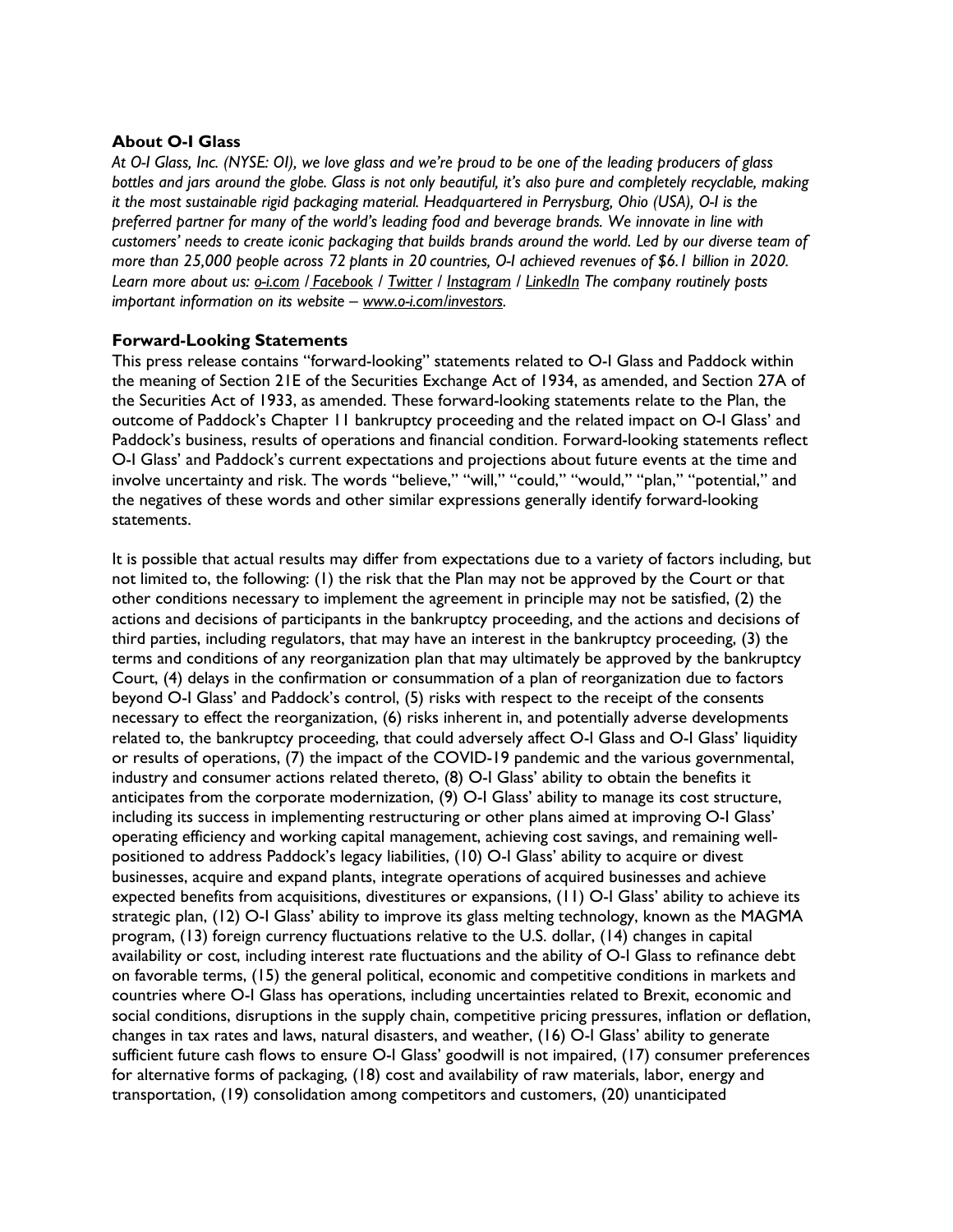**About O-I Glass**

*At O-I Glass, Inc. (NYSE: OI), we love glass and we're proud to be one of the leading producers of glass bottles and jars around the globe. Glass is not only beautiful, it's also pure and completely recyclable, making it the most sustainable rigid packaging material. Headquartered in Perrysburg, Ohio (USA), O-I is the preferred partner for many of the world's leading food and beverage brands. We innovate in line with customers' needs to create iconic packaging that builds brands around the world. Led by our diverse team of more than 25,000 people across 72 plants in 20 countries, O-I achieved revenues of $6.1 billion in 2020. Learn more about us: o-i.com / Facebook / Twitter / Instagram / LinkedIn The company routinely posts important information on its website – www.o-i.com/investors.*

**Forward-Looking Statements**

This press release contains "forward-looking" statements related to O-I Glass and Paddock within the meaning of Section 21E of the Securities Exchange Act of 1934, as amended, and Section 27A of the Securities Act of 1933, as amended. These forward-looking statements relate to the Plan, the outcome of Paddock's Chapter 11 bankruptcy proceeding and the related impact on O-I Glass' and Paddock's business, results of operations and financial condition. Forward-looking statements reflect O-I Glass' and Paddock's current expectations and projections about future events at the time and involve uncertainty and risk. The words "believe," "will," "could," "would," "plan," "potential," and the negatives of these words and other similar expressions generally identify forward-looking statements.

It is possible that actual results may differ from expectations due to a variety of factors including, but not limited to, the following: (1) the risk that the Plan may not be approved by the Court or that other conditions necessary to implement the agreement in principle may not be satisfied, (2) the actions and decisions of participants in the bankruptcy proceeding, and the actions and decisions of third parties, including regulators, that may have an interest in the bankruptcy proceeding, (3) the terms and conditions of any reorganization plan that may ultimately be approved by the bankruptcy Court, (4) delays in the confirmation or consummation of a plan of reorganization due to factors beyond O-I Glass' and Paddock's control, (5) risks with respect to the receipt of the consents necessary to effect the reorganization, (6) risks inherent in, and potentially adverse developments related to, the bankruptcy proceeding, that could adversely affect O-I Glass and O-I Glass' liquidity or results of operations, (7) the impact of the COVID-19 pandemic and the various governmental, industry and consumer actions related thereto, (8) O-I Glass' ability to obtain the benefits it anticipates from the corporate modernization, (9) O-I Glass' ability to manage its cost structure, including its success in implementing restructuring or other plans aimed at improving O-I Glass' operating efficiency and working capital management, achieving cost savings, and remaining well-positioned to address Paddock's legacy liabilities, (10) O-I Glass' ability to acquire or divest businesses, acquire and expand plants, integrate operations of acquired businesses and achieve expected benefits from acquisitions, divestitures or expansions, (11) O-I Glass' ability to achieve its strategic plan, (12) O-I Glass' ability to improve its glass melting technology, known as the MAGMA program, (13) foreign currency fluctuations relative to the U.S. dollar, (14) changes in capital availability or cost, including interest rate fluctuations and the ability of O-I Glass to refinance debt on favorable terms, (15) the general political, economic and competitive conditions in markets and countries where O-I Glass has operations, including uncertainties related to Brexit, economic and social conditions, disruptions in the supply chain, competitive pricing pressures, inflation or deflation, changes in tax rates and laws, natural disasters, and weather, (16) O-I Glass' ability to generate sufficient future cash flows to ensure O-I Glass' goodwill is not impaired, (17) consumer preferences for alternative forms of packaging, (18) cost and availability of raw materials, labor, energy and transportation, (19) consolidation among competitors and customers, (20) unanticipated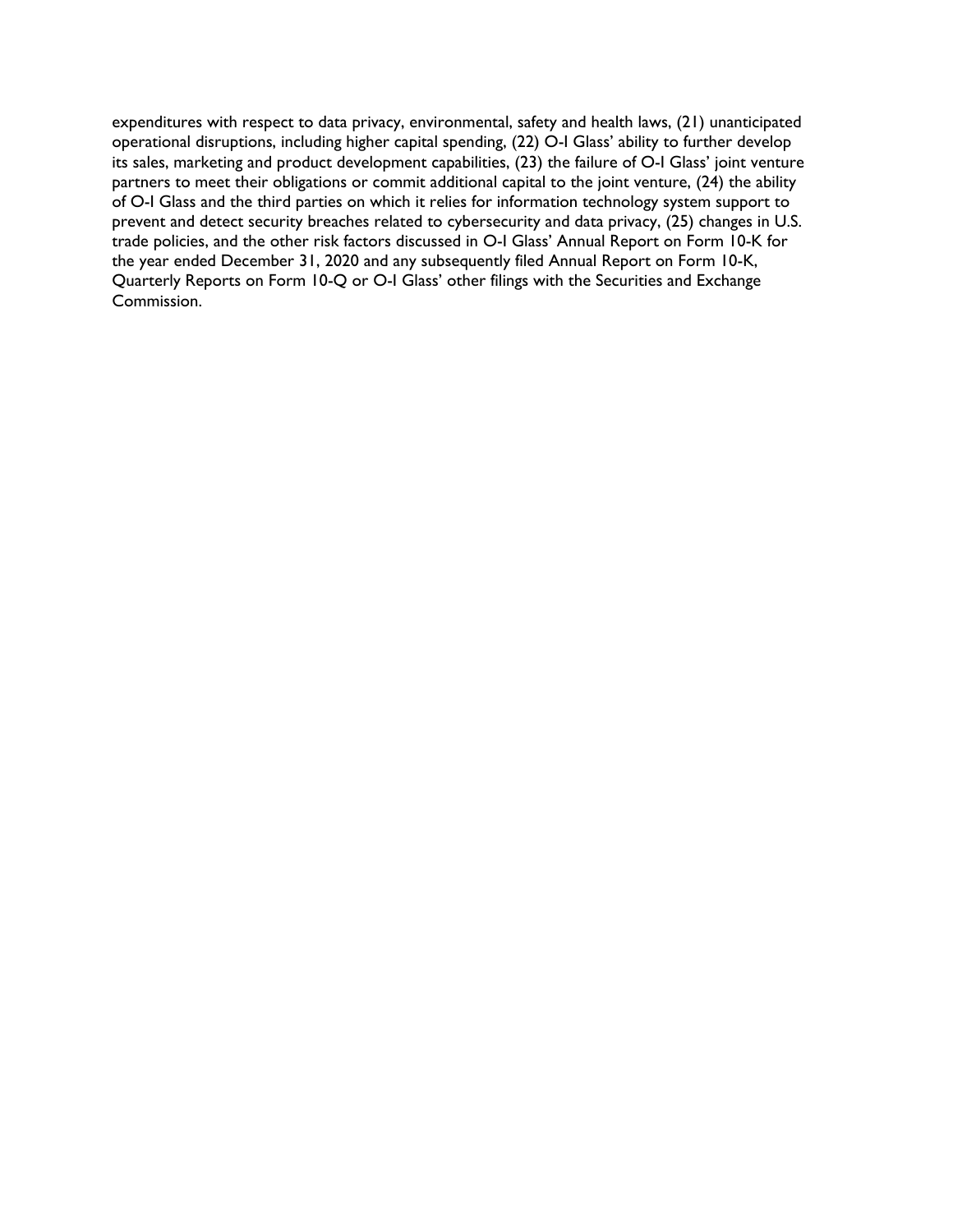expenditures with respect to data privacy, environmental, safety and health laws, (21) unanticipated operational disruptions, including higher capital spending, (22) O-I Glass' ability to further develop its sales, marketing and product development capabilities, (23) the failure of O-I Glass' joint venture partners to meet their obligations or commit additional capital to the joint venture, (24) the ability of O-I Glass and the third parties on which it relies for information technology system support to prevent and detect security breaches related to cybersecurity and data privacy, (25) changes in U.S. trade policies, and the other risk factors discussed in O-I Glass' Annual Report on Form 10-K for the year ended December 31, 2020 and any subsequently filed Annual Report on Form 10-K, Quarterly Reports on Form 10-Q or O-I Glass' other filings with the Securities and Exchange Commission.